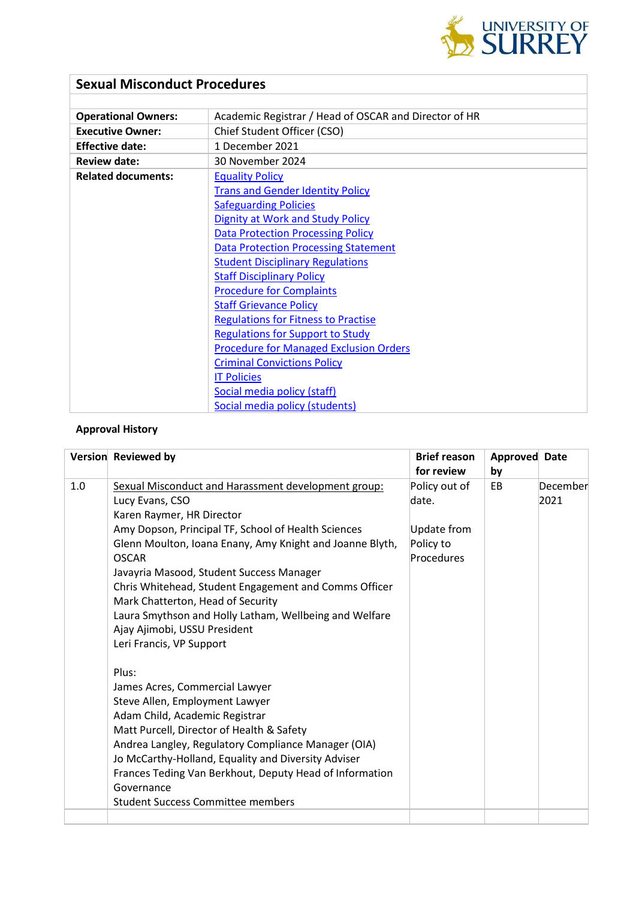| Sexual Misconduct Procedures | |
|---|---|
| | |
| **Operational Owners:** | Academic Registrar / Head of OSCAR and Director of HR |
| **Executive Owner:** | Chief Student Officer (CSO) |
| **Effective date:** | 1 December 2021 |
| **Review date:** | 30 November 2024 |
| **Related documents:** | Equality Policy<br>Trans and Gender Identity Policy<br>Safeguarding Policies<br>Dignity at Work and Study Policy<br>Data Protection Processing Policy<br>Data Protection Processing Statement<br>Student Disciplinary Regulations<br>Staff Disciplinary Policy<br>Procedure for Complaints<br>Staff Grievance Policy<br>Regulations for Fitness to Practise<br>Regulations for Support to Study<br>Procedure for Managed Exclusion Orders<br>Criminal Convictions Policy<br>IT Policies<br>Social media policy (staff)<br>Social media policy (students) |

**Approval History**

| Version | Reviewed by | Brief reason for review | Approved by | Date |
|---|---|---|---|---|
| 1.0 | Sexual Misconduct and Harassment development group:<br>Lucy Evans, CSO<br>Karen Raymer, HR Director<br>Amy Dopson, Principal TF, School of Health Sciences<br>Glenn Moulton, Ioana Enany, Amy Knight and Joanne Blyth, OSCAR<br>Javayria Masood, Student Success Manager<br>Chris Whitehead, Student Engagement and Comms Officer<br>Mark Chatterton, Head of Security<br>Laura Smythson and Holly Latham, Wellbeing and Welfare<br>Ajay Ajimobi, USSU President<br>Leri Francis, VP Support<br><br>Plus:<br>James Acres, Commercial Lawyer<br>Steve Allen, Employment Lawyer<br>Adam Child, Academic Registrar<br>Matt Purcell, Director of Health & Safety<br>Andrea Langley, Regulatory Compliance Manager (OIA)<br>Jo McCarthy-Holland, Equality and Diversity Adviser<br>Frances Teding Van Berkhout, Deputy Head of Information Governance<br>Student Success Committee members | Policy out of date.<br><br>Update from Policy to Procedures | EB | December 2021 |
| | | | | |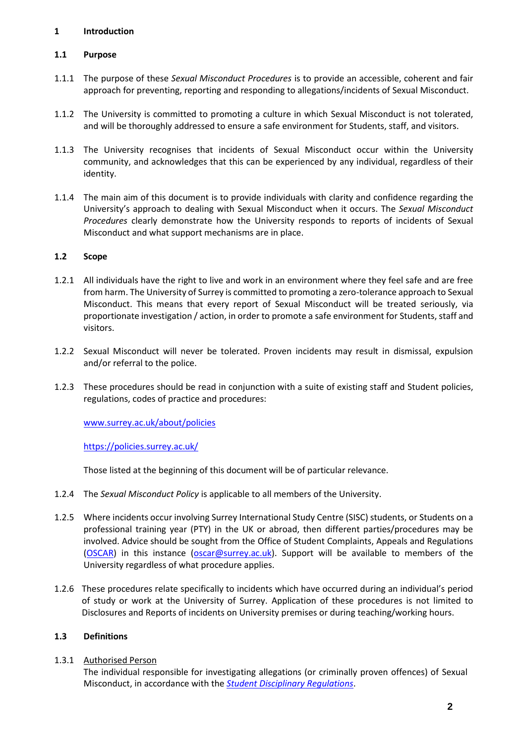# 1 Introduction

## 1.1 Purpose

1.1.1 The purpose of these *Sexual Misconduct Procedures* is to provide an accessible, coherent and fair approach for preventing, reporting and responding to allegations/incidents of Sexual Misconduct.

1.1.2 The University is committed to promoting a culture in which Sexual Misconduct is not tolerated, and will be thoroughly addressed to ensure a safe environment for Students, staff, and visitors.

1.1.3 The University recognises that incidents of Sexual Misconduct occur within the University community, and acknowledges that this can be experienced by any individual, regardless of their identity.

1.1.4 The main aim of this document is to provide individuals with clarity and confidence regarding the University's approach to dealing with Sexual Misconduct when it occurs. The *Sexual Misconduct Procedures* clearly demonstrate how the University responds to reports of incidents of Sexual Misconduct and what support mechanisms are in place.

## 1.2 Scope

1.2.1 All individuals have the right to live and work in an environment where they feel safe and are free from harm. The University of Surrey is committed to promoting a zero-tolerance approach to Sexual Misconduct. This means that every report of Sexual Misconduct will be treated seriously, via proportionate investigation / action, in order to promote a safe environment for Students, staff and visitors.

1.2.2 Sexual Misconduct will never be tolerated. Proven incidents may result in dismissal, expulsion and/or referral to the police.

1.2.3 These procedures should be read in conjunction with a suite of existing staff and Student policies, regulations, codes of practice and procedures:

[www.surrey.ac.uk/about/policies](www.surrey.ac.uk/about/policies)

[https://policies.surrey.ac.uk/](https://policies.surrey.ac.uk/)

Those listed at the beginning of this document will be of particular relevance.

1.2.4 The *Sexual Misconduct Policy* is applicable to all members of the University.

1.2.5 Where incidents occur involving Surrey International Study Centre (SISC) students, or Students on a professional training year (PTY) in the UK or abroad, then different parties/procedures may be involved. Advice should be sought from the Office of Student Complaints, Appeals and Regulations (OSCAR) in this instance (oscar@surrey.ac.uk). Support will be available to members of the University regardless of what procedure applies.

1.2.6 These procedures relate specifically to incidents which have occurred during an individual's period of study or work at the University of Surrey. Application of these procedures is not limited to Disclosures and Reports of incidents on University premises or during teaching/working hours.

## 1.3 Definitions

1.3.1 Authorised Person
The individual responsible for investigating allegations (or criminally proven offences) of Sexual Misconduct, in accordance with the ***Student Disciplinary Regulations***.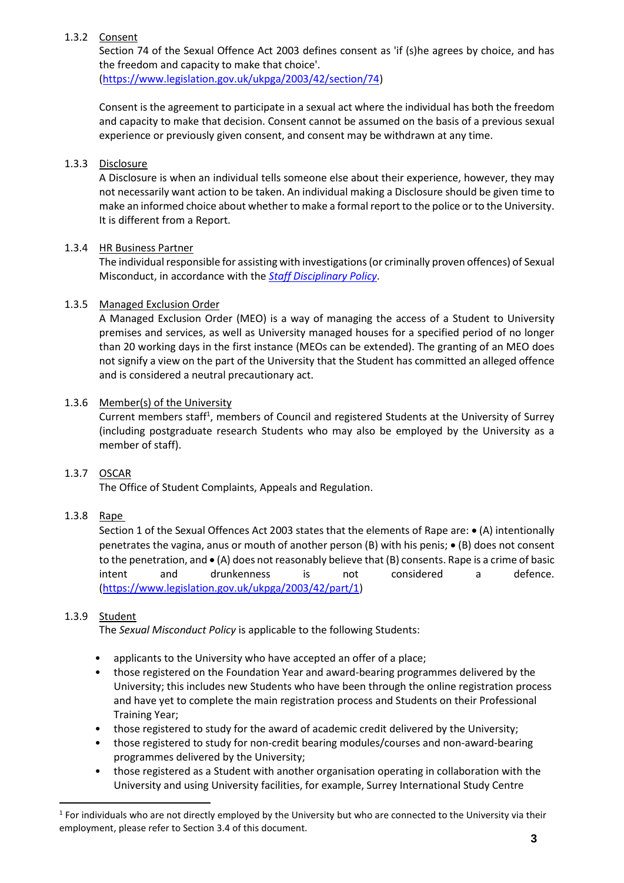#### 1.3.2 Consent

Section 74 of the Sexual Offence Act 2003 defines consent as 'if (s)he agrees by choice, and has the freedom and capacity to make that choice'. (https://www.legislation.gov.uk/ukpga/2003/42/section/74)

Consent is the agreement to participate in a sexual act where the individual has both the freedom and capacity to make that decision. Consent cannot be assumed on the basis of a previous sexual experience or previously given consent, and consent may be withdrawn at any time.

#### 1.3.3 Disclosure

A Disclosure is when an individual tells someone else about their experience, however, they may not necessarily want action to be taken. An individual making a Disclosure should be given time to make an informed choice about whether to make a formal report to the police or to the University. It is different from a Report.

#### 1.3.4 HR Business Partner

The individual responsible for assisting with investigations (or criminally proven offences) of Sexual Misconduct, in accordance with the *Staff Disciplinary Policy*.

#### 1.3.5 Managed Exclusion Order

A Managed Exclusion Order (MEO) is a way of managing the access of a Student to University premises and services, as well as University managed houses for a specified period of no longer than 20 working days in the first instance (MEOs can be extended). The granting of an MEO does not signify a view on the part of the University that the Student has committed an alleged offence and is considered a neutral precautionary act.

#### 1.3.6 Member(s) of the University

Current members staff[1], members of Council and registered Students at the University of Surrey (including postgraduate research Students who may also be employed by the University as a member of staff).

#### 1.3.7 OSCAR

The Office of Student Complaints, Appeals and Regulation.

#### 1.3.8 Rape

Section 1 of the Sexual Offences Act 2003 states that the elements of Rape are: • (A) intentionally penetrates the vagina, anus or mouth of another person (B) with his penis; • (B) does not consent to the penetration, and • (A) does not reasonably believe that (B) consents. Rape is a crime of basic intent and drunkenness is not considered a defence. (https://www.legislation.gov.uk/ukpga/2003/42/part/1)

#### 1.3.9 Student

The *Sexual Misconduct Policy* is applicable to the following Students:

- applicants to the University who have accepted an offer of a place;
- those registered on the Foundation Year and award-bearing programmes delivered by the University; this includes new Students who have been through the online registration process and have yet to complete the main registration process and Students on their Professional Training Year;
- those registered to study for the award of academic credit delivered by the University;
- those registered to study for non-credit bearing modules/courses and non-award-bearing programmes delivered by the University;
- those registered as a Student with another organisation operating in collaboration with the University and using University facilities, for example, Surrey International Study Centre

[1] For individuals who are not directly employed by the University but who are connected to the University via their employment, please refer to Section 3.4 of this document.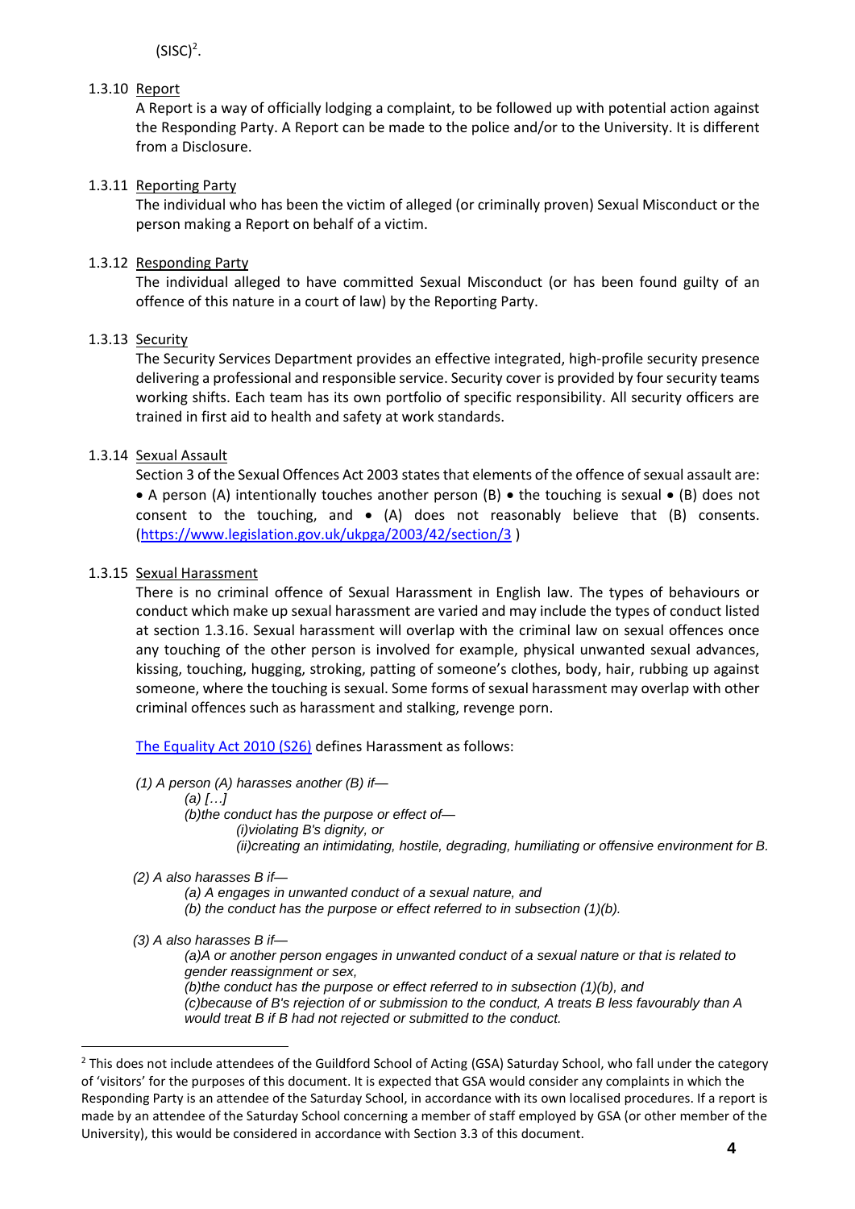(SISC)[2].

1.3.10 Report

A Report is a way of officially lodging a complaint, to be followed up with potential action against the Responding Party. A Report can be made to the police and/or to the University. It is different from a Disclosure.

1.3.11 Reporting Party

The individual who has been the victim of alleged (or criminally proven) Sexual Misconduct or the person making a Report on behalf of a victim.

1.3.12 Responding Party

The individual alleged to have committed Sexual Misconduct (or has been found guilty of an offence of this nature in a court of law) by the Reporting Party.

1.3.13 Security

The Security Services Department provides an effective integrated, high-profile security presence delivering a professional and responsible service. Security cover is provided by four security teams working shifts. Each team has its own portfolio of specific responsibility. All security officers are trained in first aid to health and safety at work standards.

1.3.14 Sexual Assault

Section 3 of the Sexual Offences Act 2003 states that elements of the offence of sexual assault are: • A person (A) intentionally touches another person (B) • the touching is sexual • (B) does not consent to the touching, and • (A) does not reasonably believe that (B) consents. (https://www.legislation.gov.uk/ukpga/2003/42/section/3 )

1.3.15 Sexual Harassment

There is no criminal offence of Sexual Harassment in English law. The types of behaviours or conduct which make up sexual harassment are varied and may include the types of conduct listed at section 1.3.16. Sexual harassment will overlap with the criminal law on sexual offences once any touching of the other person is involved for example, physical unwanted sexual advances, kissing, touching, hugging, stroking, patting of someone's clothes, body, hair, rubbing up against someone, where the touching is sexual. Some forms of sexual harassment may overlap with other criminal offences such as harassment and stalking, revenge porn.

The Equality Act 2010 (S26) defines Harassment as follows:

*(1) A person (A) harasses another (B) if—*

*(a) […]*

*(b)the conduct has the purpose or effect of—*

*(i)violating B's dignity, or*

*(ii)creating an intimidating, hostile, degrading, humiliating or offensive environment for B.*

*(2) A also harasses B if—*

*(a) A engages in unwanted conduct of a sexual nature, and*

*(b) the conduct has the purpose or effect referred to in subsection (1)(b).*

*(3) A also harasses B if—*

*(a)A or another person engages in unwanted conduct of a sexual nature or that is related to gender reassignment or sex,*

*(b)the conduct has the purpose or effect referred to in subsection (1)(b), and*

*(c)because of B's rejection of or submission to the conduct, A treats B less favourably than A would treat B if B had not rejected or submitted to the conduct.*

[2] This does not include attendees of the Guildford School of Acting (GSA) Saturday School, who fall under the category of 'visitors' for the purposes of this document. It is expected that GSA would consider any complaints in which the Responding Party is an attendee of the Saturday School, in accordance with its own localised procedures. If a report is made by an attendee of the Saturday School concerning a member of staff employed by GSA (or other member of the University), this would be considered in accordance with Section 3.3 of this document.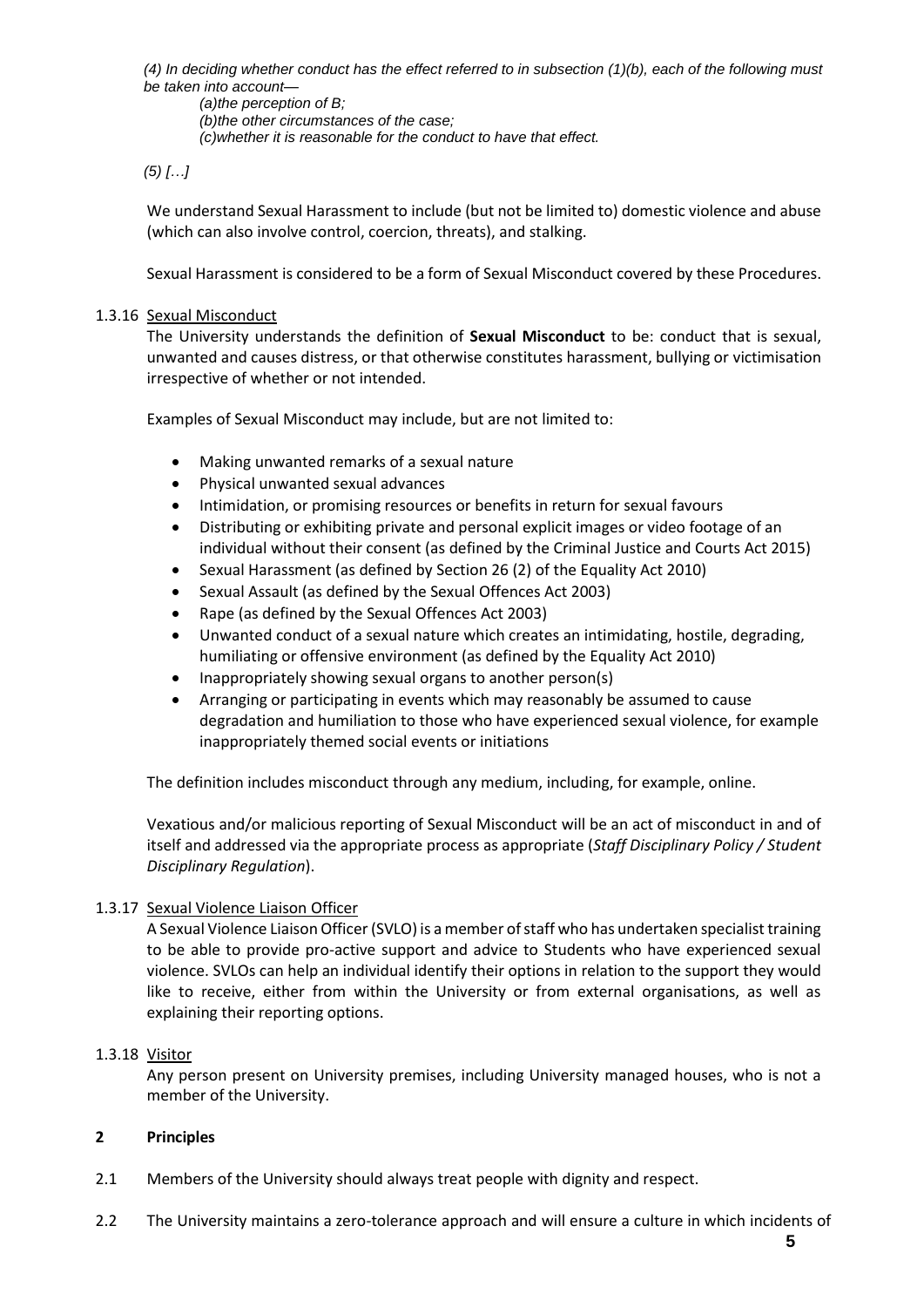*(4) In deciding whether conduct has the effect referred to in subsection (1)(b), each of the following must be taken into account—*

*(a)the perception of B;*
*(b)the other circumstances of the case;*
*(c)whether it is reasonable for the conduct to have that effect.*

*(5) […]*

We understand Sexual Harassment to include (but not be limited to) domestic violence and abuse (which can also involve control, coercion, threats), and stalking.

Sexual Harassment is considered to be a form of Sexual Misconduct covered by these Procedures.

1.3.16 Sexual Misconduct

The University understands the definition of **Sexual Misconduct** to be: conduct that is sexual, unwanted and causes distress, or that otherwise constitutes harassment, bullying or victimisation irrespective of whether or not intended.

Examples of Sexual Misconduct may include, but are not limited to:

- Making unwanted remarks of a sexual nature
- Physical unwanted sexual advances
- Intimidation, or promising resources or benefits in return for sexual favours
- Distributing or exhibiting private and personal explicit images or video footage of an individual without their consent (as defined by the Criminal Justice and Courts Act 2015)
- Sexual Harassment (as defined by Section 26 (2) of the Equality Act 2010)
- Sexual Assault (as defined by the Sexual Offences Act 2003)
- Rape (as defined by the Sexual Offences Act 2003)
- Unwanted conduct of a sexual nature which creates an intimidating, hostile, degrading, humiliating or offensive environment (as defined by the Equality Act 2010)
- Inappropriately showing sexual organs to another person(s)
- Arranging or participating in events which may reasonably be assumed to cause degradation and humiliation to those who have experienced sexual violence, for example inappropriately themed social events or initiations

The definition includes misconduct through any medium, including, for example, online.

Vexatious and/or malicious reporting of Sexual Misconduct will be an act of misconduct in and of itself and addressed via the appropriate process as appropriate (*Staff Disciplinary Policy / Student Disciplinary Regulation*).

1.3.17 Sexual Violence Liaison Officer

A Sexual Violence Liaison Officer (SVLO) is a member of staff who has undertaken specialist training to be able to provide pro-active support and advice to Students who have experienced sexual violence. SVLOs can help an individual identify their options in relation to the support they would like to receive, either from within the University or from external organisations, as well as explaining their reporting options.

1.3.18 Visitor

Any person present on University premises, including University managed houses, who is not a member of the University.

## 2 Principles

2.1 Members of the University should always treat people with dignity and respect.

2.2 The University maintains a zero-tolerance approach and will ensure a culture in which incidents of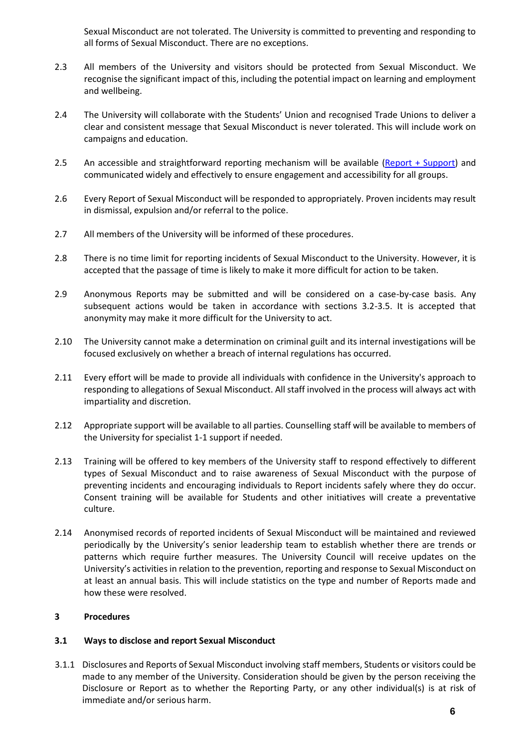Sexual Misconduct are not tolerated. The University is committed to preventing and responding to all forms of Sexual Misconduct. There are no exceptions.

2.3 All members of the University and visitors should be protected from Sexual Misconduct. We recognise the significant impact of this, including the potential impact on learning and employment and wellbeing.

2.4 The University will collaborate with the Students' Union and recognised Trade Unions to deliver a clear and consistent message that Sexual Misconduct is never tolerated. This will include work on campaigns and education.

2.5 An accessible and straightforward reporting mechanism will be available (Report + Support) and communicated widely and effectively to ensure engagement and accessibility for all groups.

2.6 Every Report of Sexual Misconduct will be responded to appropriately. Proven incidents may result in dismissal, expulsion and/or referral to the police.

2.7 All members of the University will be informed of these procedures.

2.8 There is no time limit for reporting incidents of Sexual Misconduct to the University. However, it is accepted that the passage of time is likely to make it more difficult for action to be taken.

2.9 Anonymous Reports may be submitted and will be considered on a case-by-case basis. Any subsequent actions would be taken in accordance with sections 3.2-3.5. It is accepted that anonymity may make it more difficult for the University to act.

2.10 The University cannot make a determination on criminal guilt and its internal investigations will be focused exclusively on whether a breach of internal regulations has occurred.

2.11 Every effort will be made to provide all individuals with confidence in the University's approach to responding to allegations of Sexual Misconduct. All staff involved in the process will always act with impartiality and discretion.

2.12 Appropriate support will be available to all parties. Counselling staff will be available to members of the University for specialist 1-1 support if needed.

2.13 Training will be offered to key members of the University staff to respond effectively to different types of Sexual Misconduct and to raise awareness of Sexual Misconduct with the purpose of preventing incidents and encouraging individuals to Report incidents safely where they do occur. Consent training will be available for Students and other initiatives will create a preventative culture.

2.14 Anonymised records of reported incidents of Sexual Misconduct will be maintained and reviewed periodically by the University's senior leadership team to establish whether there are trends or patterns which require further measures. The University Council will receive updates on the University's activities in relation to the prevention, reporting and response to Sexual Misconduct on at least an annual basis. This will include statistics on the type and number of Reports made and how these were resolved.

## 3 Procedures

### 3.1 Ways to disclose and report Sexual Misconduct

3.1.1 Disclosures and Reports of Sexual Misconduct involving staff members, Students or visitors could be made to any member of the University. Consideration should be given by the person receiving the Disclosure or Report as to whether the Reporting Party, or any other individual(s) is at risk of immediate and/or serious harm.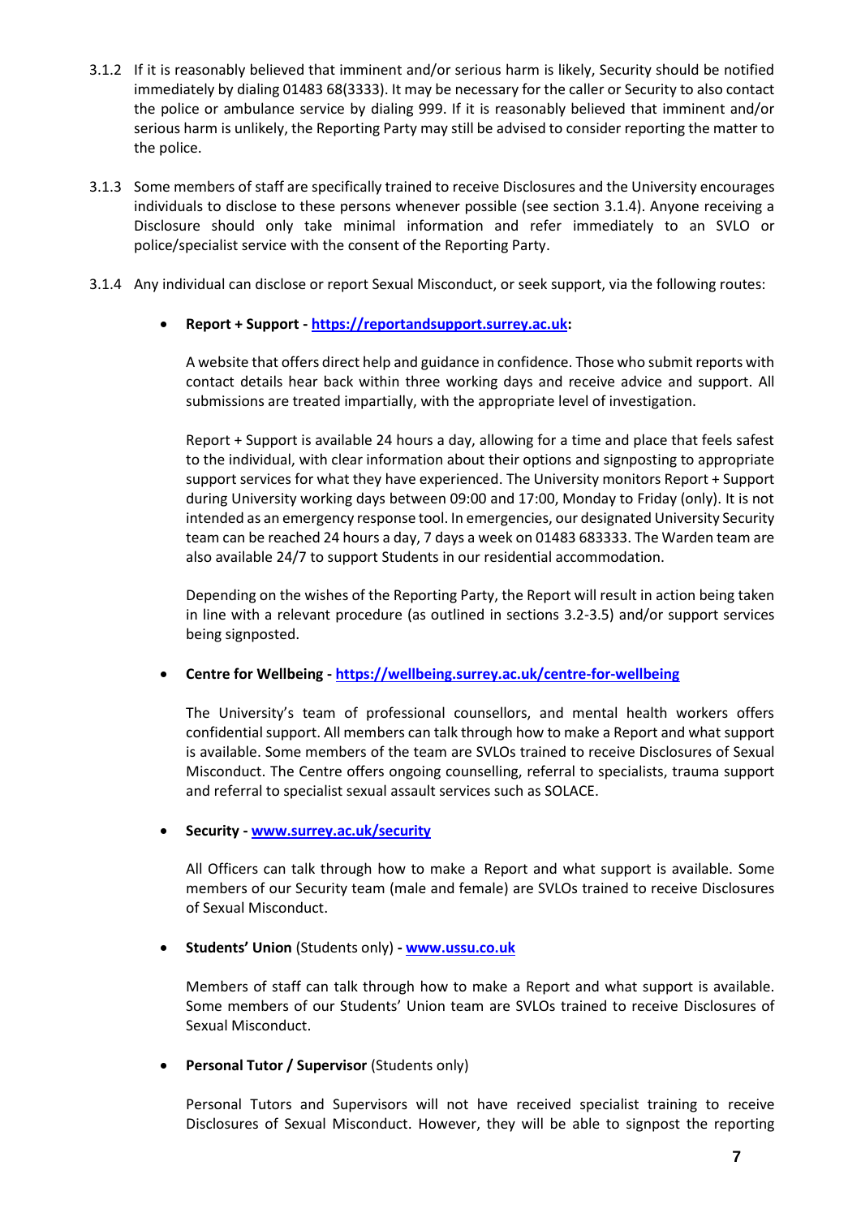3.1.2 If it is reasonably believed that imminent and/or serious harm is likely, Security should be notified immediately by dialing 01483 68(3333). It may be necessary for the caller or Security to also contact the police or ambulance service by dialing 999. If it is reasonably believed that imminent and/or serious harm is unlikely, the Reporting Party may still be advised to consider reporting the matter to the police.

3.1.3 Some members of staff are specifically trained to receive Disclosures and the University encourages individuals to disclose to these persons whenever possible (see section 3.1.4). Anyone receiving a Disclosure should only take minimal information and refer immediately to an SVLO or police/specialist service with the consent of the Reporting Party.

3.1.4 Any individual can disclose or report Sexual Misconduct, or seek support, via the following routes:

- **Report + Support - [https://reportandsupport.surrey.ac.uk](https://reportandsupport.surrey.ac.uk):**

  A website that offers direct help and guidance in confidence. Those who submit reports with contact details hear back within three working days and receive advice and support. All submissions are treated impartially, with the appropriate level of investigation.

  Report + Support is available 24 hours a day, allowing for a time and place that feels safest to the individual, with clear information about their options and signposting to appropriate support services for what they have experienced. The University monitors Report + Support during University working days between 09:00 and 17:00, Monday to Friday (only). It is not intended as an emergency response tool. In emergencies, our designated University Security team can be reached 24 hours a day, 7 days a week on 01483 683333. The Warden team are also available 24/7 to support Students in our residential accommodation.

  Depending on the wishes of the Reporting Party, the Report will result in action being taken in line with a relevant procedure (as outlined in sections 3.2-3.5) and/or support services being signposted.

- **Centre for Wellbeing - [https://wellbeing.surrey.ac.uk/centre-for-wellbeing](https://wellbeing.surrey.ac.uk/centre-for-wellbeing)**

  The University's team of professional counsellors, and mental health workers offers confidential support. All members can talk through how to make a Report and what support is available. Some members of the team are SVLOs trained to receive Disclosures of Sexual Misconduct. The Centre offers ongoing counselling, referral to specialists, trauma support and referral to specialist sexual assault services such as SOLACE.

- **Security - [www.surrey.ac.uk/security](www.surrey.ac.uk/security)**

  All Officers can talk through how to make a Report and what support is available. Some members of our Security team (male and female) are SVLOs trained to receive Disclosures of Sexual Misconduct.

- **Students' Union** (Students only) **- [www.ussu.co.uk](www.ussu.co.uk)**

  Members of staff can talk through how to make a Report and what support is available. Some members of our Students' Union team are SVLOs trained to receive Disclosures of Sexual Misconduct.

- **Personal Tutor / Supervisor** (Students only)

  Personal Tutors and Supervisors will not have received specialist training to receive Disclosures of Sexual Misconduct. However, they will be able to signpost the reporting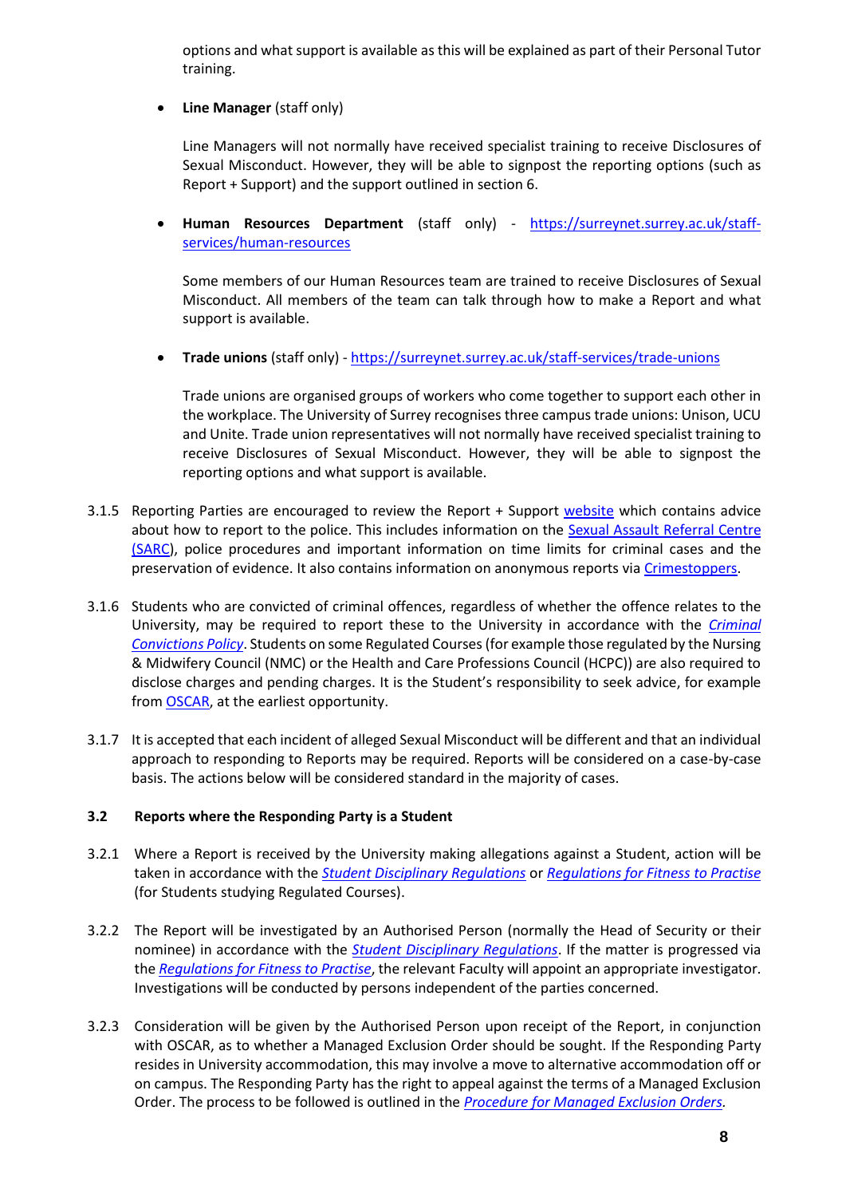options and what support is available as this will be explained as part of their Personal Tutor training.

- **Line Manager** (staff only)

  Line Managers will not normally have received specialist training to receive Disclosures of Sexual Misconduct. However, they will be able to signpost the reporting options (such as Report + Support) and the support outlined in section 6.

- **Human Resources Department** (staff only) - https://surreynet.surrey.ac.uk/staff-services/human-resources

  Some members of our Human Resources team are trained to receive Disclosures of Sexual Misconduct. All members of the team can talk through how to make a Report and what support is available.

- **Trade unions** (staff only) - https://surreynet.surrey.ac.uk/staff-services/trade-unions

  Trade unions are organised groups of workers who come together to support each other in the workplace. The University of Surrey recognises three campus trade unions: Unison, UCU and Unite. Trade union representatives will not normally have received specialist training to receive Disclosures of Sexual Misconduct. However, they will be able to signpost the reporting options and what support is available.

3.1.5 Reporting Parties are encouraged to review the Report + Support website which contains advice about how to report to the police. This includes information on the Sexual Assault Referral Centre (SARC), police procedures and important information on time limits for criminal cases and the preservation of evidence. It also contains information on anonymous reports via Crimestoppers.

3.1.6 Students who are convicted of criminal offences, regardless of whether the offence relates to the University, may be required to report these to the University in accordance with the *Criminal Convictions Policy*. Students on some Regulated Courses (for example those regulated by the Nursing & Midwifery Council (NMC) or the Health and Care Professions Council (HCPC)) are also required to disclose charges and pending charges. It is the Student's responsibility to seek advice, for example from OSCAR, at the earliest opportunity.

3.1.7 It is accepted that each incident of alleged Sexual Misconduct will be different and that an individual approach to responding to Reports may be required. Reports will be considered on a case-by-case basis. The actions below will be considered standard in the majority of cases.

### 3.2 Reports where the Responding Party is a Student

3.2.1 Where a Report is received by the University making allegations against a Student, action will be taken in accordance with the *Student Disciplinary Regulations* or *Regulations for Fitness to Practise* (for Students studying Regulated Courses).

3.2.2 The Report will be investigated by an Authorised Person (normally the Head of Security or their nominee) in accordance with the *Student Disciplinary Regulations*. If the matter is progressed via the *Regulations for Fitness to Practise*, the relevant Faculty will appoint an appropriate investigator. Investigations will be conducted by persons independent of the parties concerned.

3.2.3 Consideration will be given by the Authorised Person upon receipt of the Report, in conjunction with OSCAR, as to whether a Managed Exclusion Order should be sought. If the Responding Party resides in University accommodation, this may involve a move to alternative accommodation off or on campus. The Responding Party has the right to appeal against the terms of a Managed Exclusion Order. The process to be followed is outlined in the *Procedure for Managed Exclusion Orders*.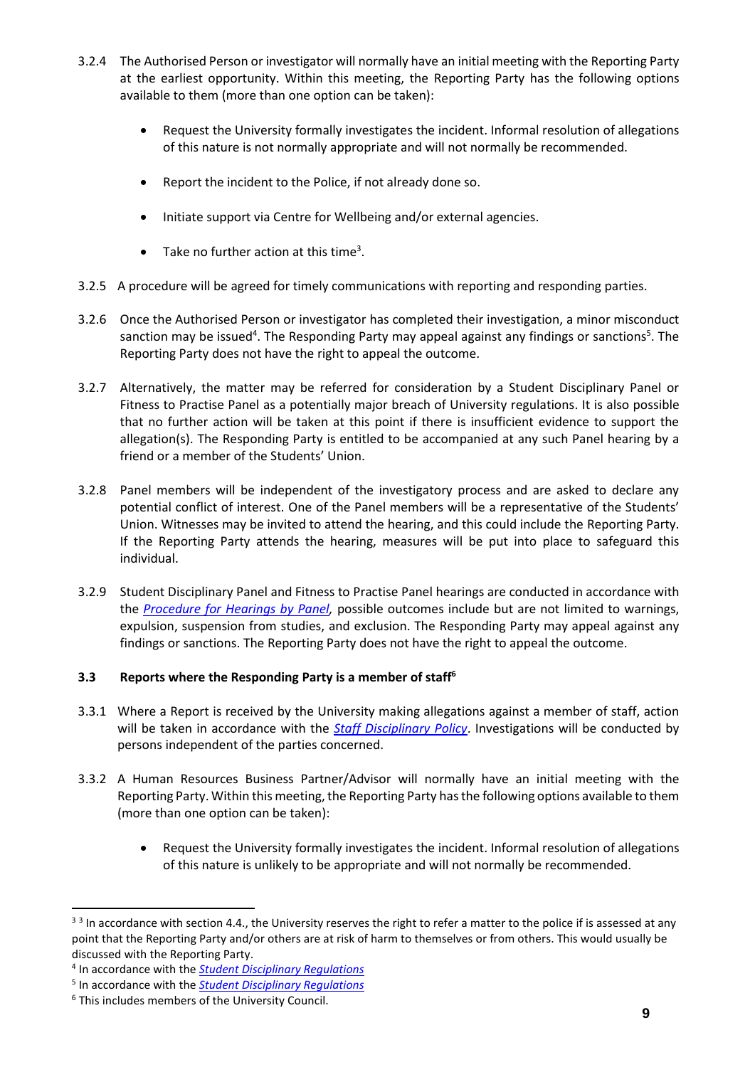3.2.4 The Authorised Person or investigator will normally have an initial meeting with the Reporting Party at the earliest opportunity. Within this meeting, the Reporting Party has the following options available to them (more than one option can be taken):

- Request the University formally investigates the incident. Informal resolution of allegations of this nature is not normally appropriate and will not normally be recommended.
- Report the incident to the Police, if not already done so.
- Initiate support via Centre for Wellbeing and/or external agencies.
- Take no further action at this time[3].

3.2.5 A procedure will be agreed for timely communications with reporting and responding parties.

3.2.6 Once the Authorised Person or investigator has completed their investigation, a minor misconduct sanction may be issued[4]. The Responding Party may appeal against any findings or sanctions[5]. The Reporting Party does not have the right to appeal the outcome.

3.2.7 Alternatively, the matter may be referred for consideration by a Student Disciplinary Panel or Fitness to Practise Panel as a potentially major breach of University regulations. It is also possible that no further action will be taken at this point if there is insufficient evidence to support the allegation(s). The Responding Party is entitled to be accompanied at any such Panel hearing by a friend or a member of the Students' Union.

3.2.8 Panel members will be independent of the investigatory process and are asked to declare any potential conflict of interest. One of the Panel members will be a representative of the Students' Union. Witnesses may be invited to attend the hearing, and this could include the Reporting Party. If the Reporting Party attends the hearing, measures will be put into place to safeguard this individual.

3.2.9 Student Disciplinary Panel and Fitness to Practise Panel hearings are conducted in accordance with the *Procedure for Hearings by Panel*, possible outcomes include but are not limited to warnings, expulsion, suspension from studies, and exclusion. The Responding Party may appeal against any findings or sanctions. The Reporting Party does not have the right to appeal the outcome.

### 3.3 Reports where the Responding Party is a member of staff[6]

3.3.1 Where a Report is received by the University making allegations against a member of staff, action will be taken in accordance with the *Staff Disciplinary Policy*. Investigations will be conducted by persons independent of the parties concerned.

3.3.2 A Human Resources Business Partner/Advisor will normally have an initial meeting with the Reporting Party. Within this meeting, the Reporting Party has the following options available to them (more than one option can be taken):

- Request the University formally investigates the incident. Informal resolution of allegations of this nature is unlikely to be appropriate and will not normally be recommended.

---

[3] [3] In accordance with section 4.4., the University reserves the right to refer a matter to the police if is assessed at any point that the Reporting Party and/or others are at risk of harm to themselves or from others. This would usually be discussed with the Reporting Party.

[4] In accordance with the *Student Disciplinary Regulations*

[5] In accordance with the *Student Disciplinary Regulations*

[6] This includes members of the University Council.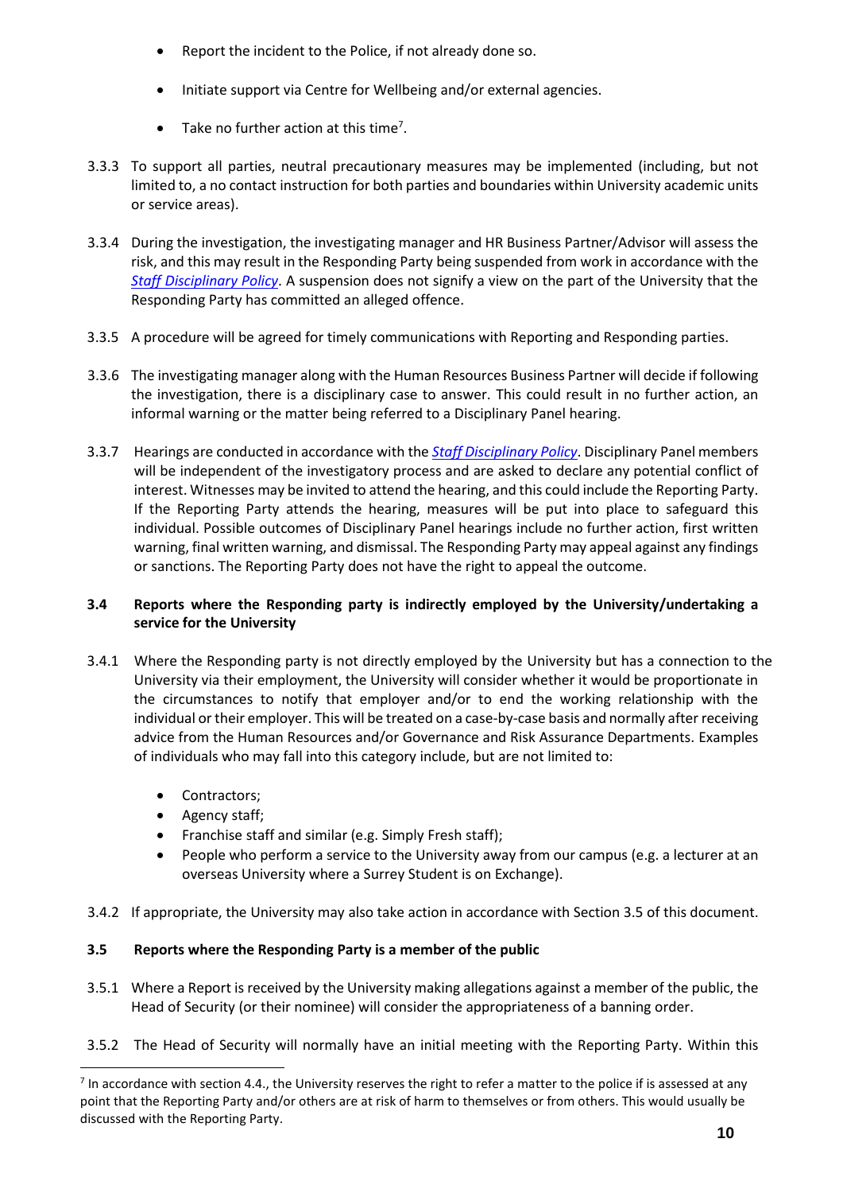- Report the incident to the Police, if not already done so.
- Initiate support via Centre for Wellbeing and/or external agencies.
- Take no further action at this time[7].

3.3.3 To support all parties, neutral precautionary measures may be implemented (including, but not limited to, a no contact instruction for both parties and boundaries within University academic units or service areas).

3.3.4 During the investigation, the investigating manager and HR Business Partner/Advisor will assess the risk, and this may result in the Responding Party being suspended from work in accordance with the *Staff Disciplinary Policy*. A suspension does not signify a view on the part of the University that the Responding Party has committed an alleged offence.

3.3.5 A procedure will be agreed for timely communications with Reporting and Responding parties.

3.3.6 The investigating manager along with the Human Resources Business Partner will decide if following the investigation, there is a disciplinary case to answer. This could result in no further action, an informal warning or the matter being referred to a Disciplinary Panel hearing.

3.3.7 Hearings are conducted in accordance with the *Staff Disciplinary Policy*. Disciplinary Panel members will be independent of the investigatory process and are asked to declare any potential conflict of interest. Witnesses may be invited to attend the hearing, and this could include the Reporting Party. If the Reporting Party attends the hearing, measures will be put into place to safeguard this individual. Possible outcomes of Disciplinary Panel hearings include no further action, first written warning, final written warning, and dismissal. The Responding Party may appeal against any findings or sanctions. The Reporting Party does not have the right to appeal the outcome.

### 3.4 Reports where the Responding party is indirectly employed by the University/undertaking a service for the University

3.4.1 Where the Responding party is not directly employed by the University but has a connection to the University via their employment, the University will consider whether it would be proportionate in the circumstances to notify that employer and/or to end the working relationship with the individual or their employer. This will be treated on a case-by-case basis and normally after receiving advice from the Human Resources and/or Governance and Risk Assurance Departments. Examples of individuals who may fall into this category include, but are not limited to:

- Contractors;
- Agency staff;
- Franchise staff and similar (e.g. Simply Fresh staff);
- People who perform a service to the University away from our campus (e.g. a lecturer at an overseas University where a Surrey Student is on Exchange).

3.4.2 If appropriate, the University may also take action in accordance with Section 3.5 of this document.

### 3.5 Reports where the Responding Party is a member of the public

3.5.1 Where a Report is received by the University making allegations against a member of the public, the Head of Security (or their nominee) will consider the appropriateness of a banning order.

3.5.2 The Head of Security will normally have an initial meeting with the Reporting Party. Within this

---

[7] In accordance with section 4.4., the University reserves the right to refer a matter to the police if is assessed at any point that the Reporting Party and/or others are at risk of harm to themselves or from others. This would usually be discussed with the Reporting Party.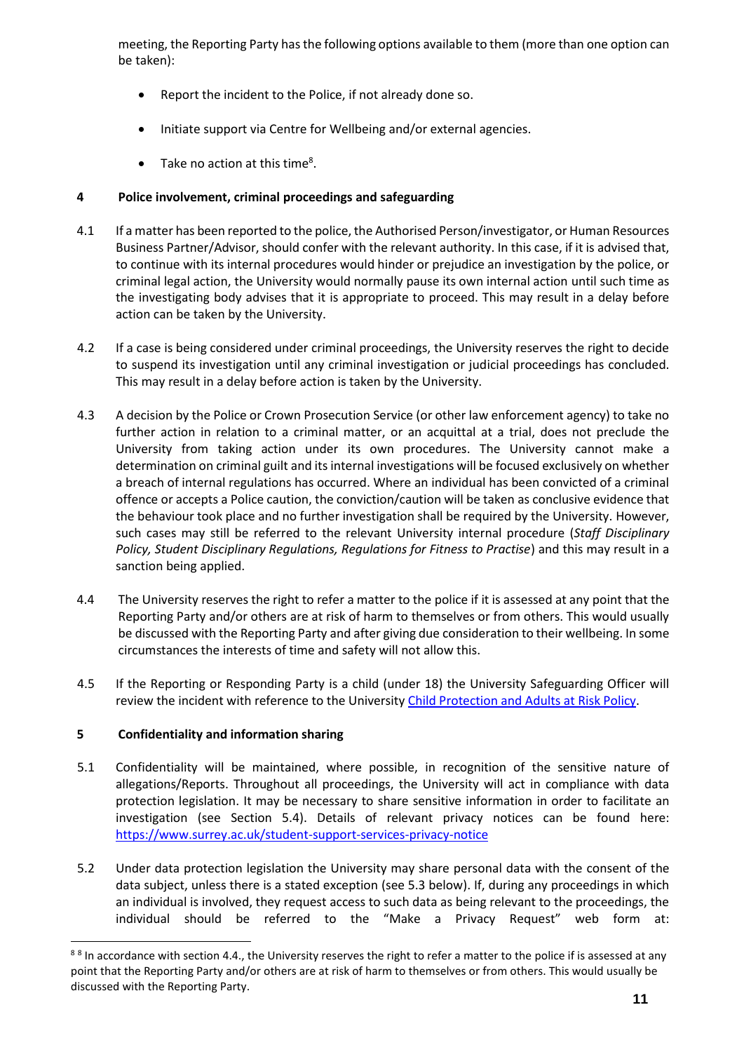meeting, the Reporting Party has the following options available to them (more than one option can be taken):

- Report the incident to the Police, if not already done so.
- Initiate support via Centre for Wellbeing and/or external agencies.
- Take no action at this time[8].

## 4 Police involvement, criminal proceedings and safeguarding

4.1 If a matter has been reported to the police, the Authorised Person/investigator, or Human Resources Business Partner/Advisor, should confer with the relevant authority. In this case, if it is advised that, to continue with its internal procedures would hinder or prejudice an investigation by the police, or criminal legal action, the University would normally pause its own internal action until such time as the investigating body advises that it is appropriate to proceed. This may result in a delay before action can be taken by the University.

4.2 If a case is being considered under criminal proceedings, the University reserves the right to decide to suspend its investigation until any criminal investigation or judicial proceedings has concluded. This may result in a delay before action is taken by the University.

4.3 A decision by the Police or Crown Prosecution Service (or other law enforcement agency) to take no further action in relation to a criminal matter, or an acquittal at a trial, does not preclude the University from taking action under its own procedures. The University cannot make a determination on criminal guilt and its internal investigations will be focused exclusively on whether a breach of internal regulations has occurred. Where an individual has been convicted of a criminal offence or accepts a Police caution, the conviction/caution will be taken as conclusive evidence that the behaviour took place and no further investigation shall be required by the University. However, such cases may still be referred to the relevant University internal procedure (*Staff Disciplinary Policy, Student Disciplinary Regulations, Regulations for Fitness to Practise*) and this may result in a sanction being applied.

4.4 The University reserves the right to refer a matter to the police if it is assessed at any point that the Reporting Party and/or others are at risk of harm to themselves or from others. This would usually be discussed with the Reporting Party and after giving due consideration to their wellbeing. In some circumstances the interests of time and safety will not allow this.

4.5 If the Reporting or Responding Party is a child (under 18) the University Safeguarding Officer will review the incident with reference to the University [Child Protection and Adults at Risk Policy](Child Protection and Adults at Risk Policy).

## 5 Confidentiality and information sharing

5.1 Confidentiality will be maintained, where possible, in recognition of the sensitive nature of allegations/Reports. Throughout all proceedings, the University will act in compliance with data protection legislation. It may be necessary to share sensitive information in order to facilitate an investigation (see Section 5.4). Details of relevant privacy notices can be found here: https://www.surrey.ac.uk/student-support-services-privacy-notice

5.2 Under data protection legislation the University may share personal data with the consent of the data subject, unless there is a stated exception (see 5.3 below). If, during any proceedings in which an individual is involved, they request access to such data as being relevant to the proceedings, the individual should be referred to the "Make a Privacy Request" web form at:

---

[8] [8] In accordance with section 4.4., the University reserves the right to refer a matter to the police if is assessed at any point that the Reporting Party and/or others are at risk of harm to themselves or from others. This would usually be discussed with the Reporting Party.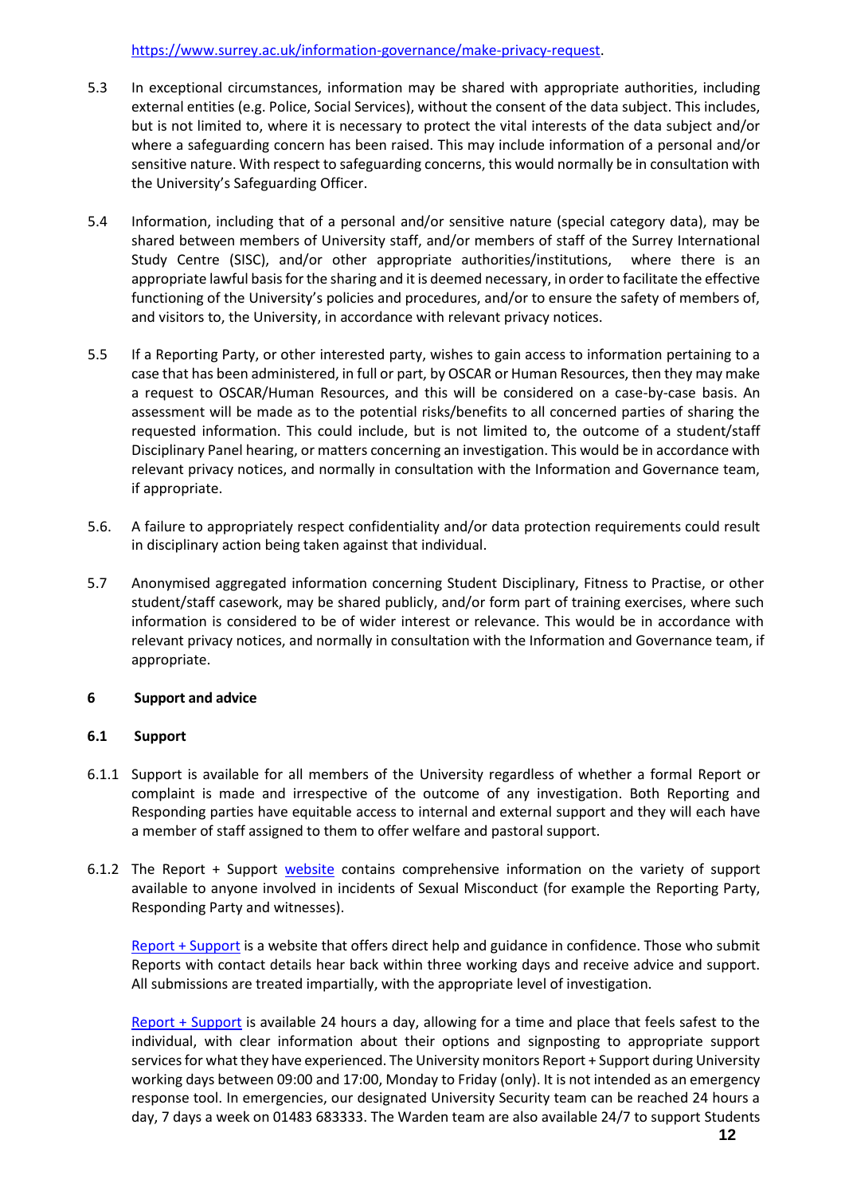https://www.surrey.ac.uk/information-governance/make-privacy-request.

5.3 In exceptional circumstances, information may be shared with appropriate authorities, including external entities (e.g. Police, Social Services), without the consent of the data subject. This includes, but is not limited to, where it is necessary to protect the vital interests of the data subject and/or where a safeguarding concern has been raised. This may include information of a personal and/or sensitive nature. With respect to safeguarding concerns, this would normally be in consultation with the University's Safeguarding Officer.

5.4 Information, including that of a personal and/or sensitive nature (special category data), may be shared between members of University staff, and/or members of staff of the Surrey International Study Centre (SISC), and/or other appropriate authorities/institutions, where there is an appropriate lawful basis for the sharing and it is deemed necessary, in order to facilitate the effective functioning of the University's policies and procedures, and/or to ensure the safety of members of, and visitors to, the University, in accordance with relevant privacy notices.

5.5 If a Reporting Party, or other interested party, wishes to gain access to information pertaining to a case that has been administered, in full or part, by OSCAR or Human Resources, then they may make a request to OSCAR/Human Resources, and this will be considered on a case-by-case basis. An assessment will be made as to the potential risks/benefits to all concerned parties of sharing the requested information. This could include, but is not limited to, the outcome of a student/staff Disciplinary Panel hearing, or matters concerning an investigation. This would be in accordance with relevant privacy notices, and normally in consultation with the Information and Governance team, if appropriate.

5.6. A failure to appropriately respect confidentiality and/or data protection requirements could result in disciplinary action being taken against that individual.

5.7 Anonymised aggregated information concerning Student Disciplinary, Fitness to Practise, or other student/staff casework, may be shared publicly, and/or form part of training exercises, where such information is considered to be of wider interest or relevance. This would be in accordance with relevant privacy notices, and normally in consultation with the Information and Governance team, if appropriate.

## 6 Support and advice

### 6.1 Support

6.1.1 Support is available for all members of the University regardless of whether a formal Report or complaint is made and irrespective of the outcome of any investigation. Both Reporting and Responding parties have equitable access to internal and external support and they will each have a member of staff assigned to them to offer welfare and pastoral support.

6.1.2 The Report + Support website contains comprehensive information on the variety of support available to anyone involved in incidents of Sexual Misconduct (for example the Reporting Party, Responding Party and witnesses).

Report + Support is a website that offers direct help and guidance in confidence. Those who submit Reports with contact details hear back within three working days and receive advice and support. All submissions are treated impartially, with the appropriate level of investigation.

Report + Support is available 24 hours a day, allowing for a time and place that feels safest to the individual, with clear information about their options and signposting to appropriate support services for what they have experienced. The University monitors Report + Support during University working days between 09:00 and 17:00, Monday to Friday (only). It is not intended as an emergency response tool. In emergencies, our designated University Security team can be reached 24 hours a day, 7 days a week on 01483 683333. The Warden team are also available 24/7 to support Students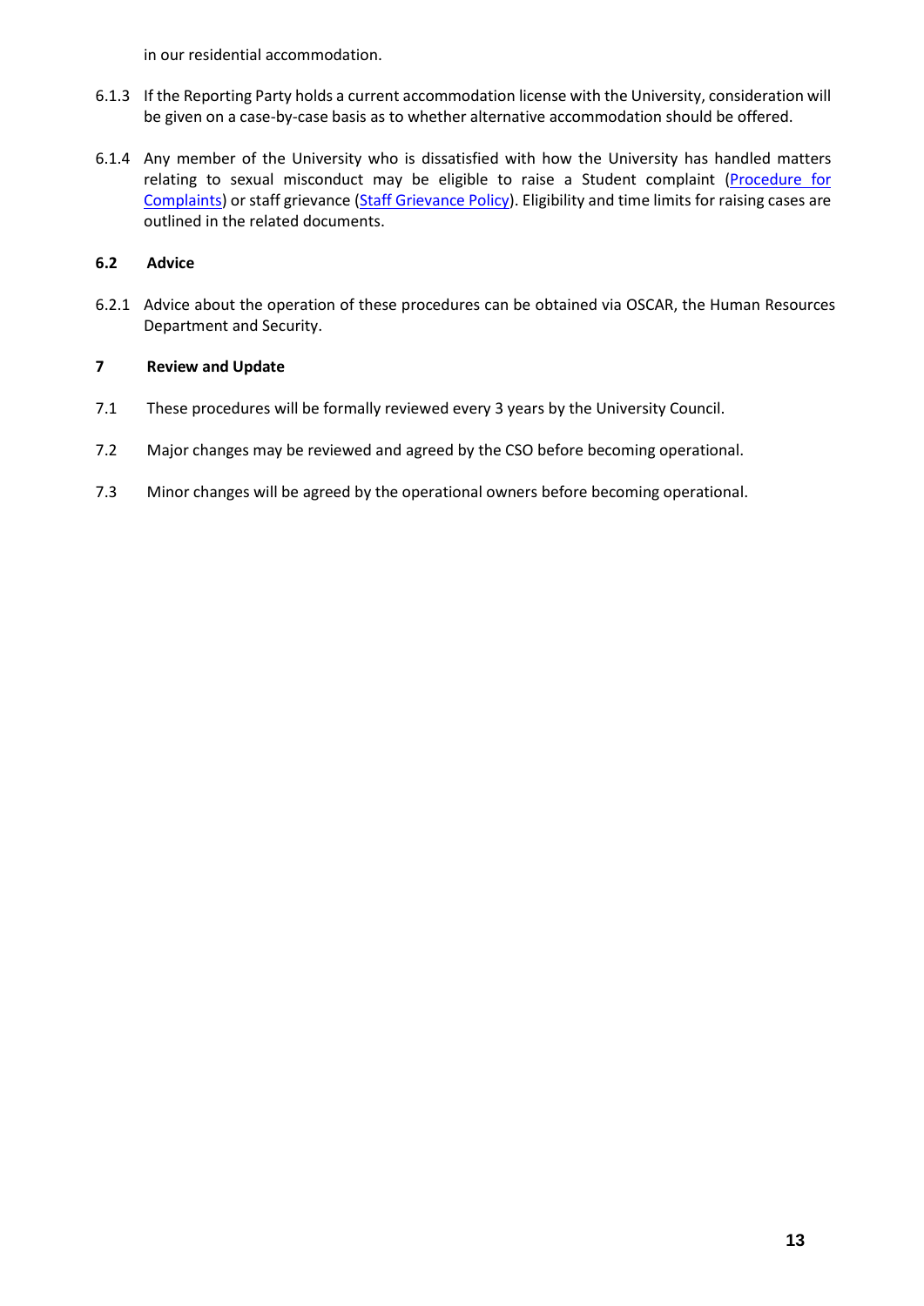in our residential accommodation.

6.1.3 If the Reporting Party holds a current accommodation license with the University, consideration will be given on a case-by-case basis as to whether alternative accommodation should be offered.

6.1.4 Any member of the University who is dissatisfied with how the University has handled matters relating to sexual misconduct may be eligible to raise a Student complaint (Procedure for Complaints) or staff grievance (Staff Grievance Policy). Eligibility and time limits for raising cases are outlined in the related documents.

### 6.2 Advice

6.2.1 Advice about the operation of these procedures can be obtained via OSCAR, the Human Resources Department and Security.

## 7 Review and Update

7.1 These procedures will be formally reviewed every 3 years by the University Council.

7.2 Major changes may be reviewed and agreed by the CSO before becoming operational.

7.3 Minor changes will be agreed by the operational owners before becoming operational.